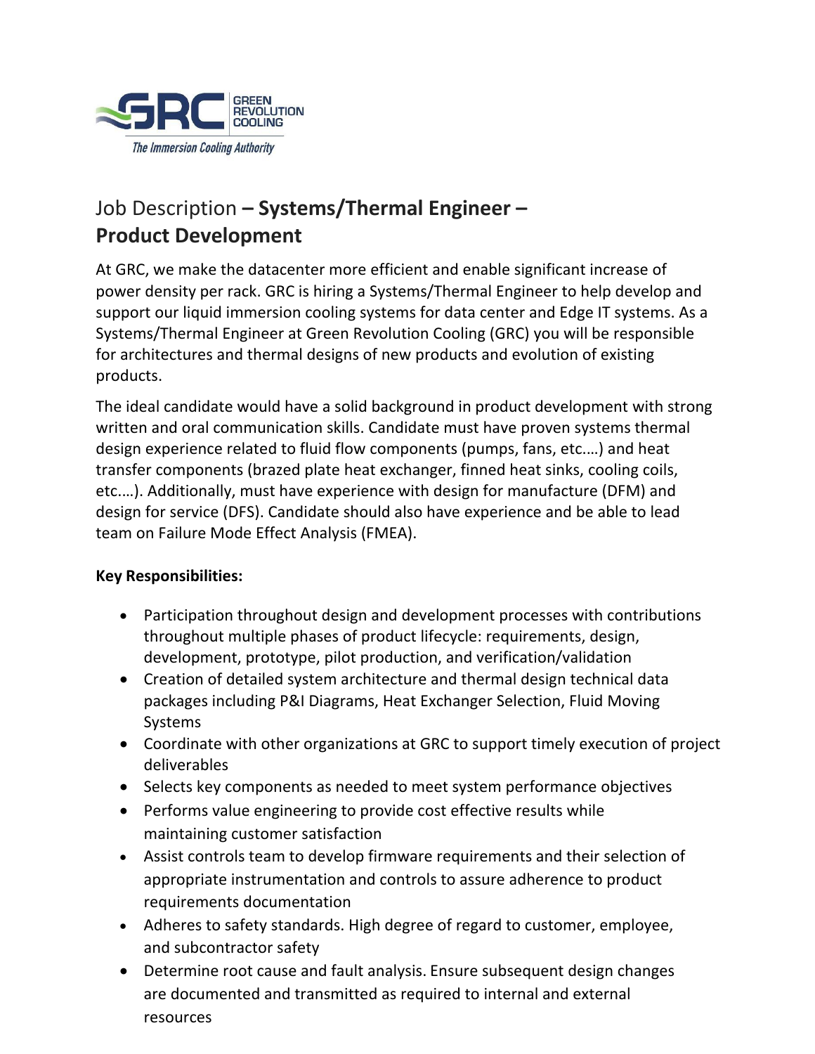# Job Description – **Systems/Thermal Engineer – Product Development**

At GRC, we make the datacenter more efficient and enable significant increase of power density per rack. GRC is hiring a Systems/Thermal Engineer to help develop and support our liquid immersion cooling systems for data center and Edge IT systems. As a Systems/Thermal Engineer at Green Revolution Cooling (GRC) you will be responsible for architectures and thermal designs of new products and evolution of existing products.

The ideal candidate would have a solid background in product development with strong written and oral communication skills. Candidate must have proven systems thermal design experience related to fluid flow components (pumps, fans, etc.…) and heat transfer components (brazed plate heat exchanger, finned heat sinks, cooling coils, etc.…). Additionally, must have experience with design for manufacture (DFM) and design for service (DFS). Candidate should also have experience and be able to lead team on Failure Mode Effect Analysis (FMEA).

**Key Responsibilities:**

- Participation throughout design and development processes with contributions throughout multiple phases of product lifecycle: requirements, design, development, prototype, pilot production, and verification/validation
- Creation of detailed system architecture and thermal design technical data packages including P&I Diagrams, Heat Exchanger Selection, Fluid Moving Systems
- Coordinate with other organizations at GRC to support timely execution of project deliverables
- Selects key components as needed to meet system performance objectives
- Performs value engineering to provide cost effective results while maintaining customer satisfaction
- Assist controls team to develop firmware requirements and their selection of appropriate instrumentation and controls to assure adherence to product requirements documentation
- Adheres to safety standards. High degree of regard to customer, employee, and subcontractor safety
- Determine root cause and fault analysis. Ensure subsequent design changes are documented and transmitted as required to internal and external resources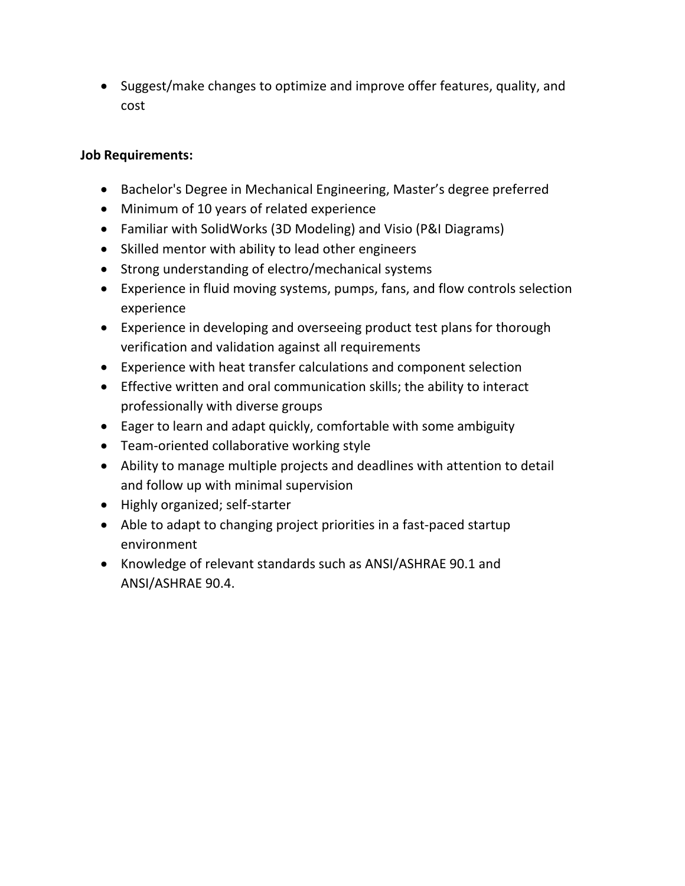- Suggest/make changes to optimize and improve offer features, quality, and cost

**Job Requirements:**

- Bachelor's Degree in Mechanical Engineering, Master's degree preferred
- Minimum of 10 years of related experience
- Familiar with SolidWorks (3D Modeling) and Visio (P&I Diagrams)
- Skilled mentor with ability to lead other engineers
- Strong understanding of electro/mechanical systems
- Experience in fluid moving systems, pumps, fans, and flow controls selection experience
- Experience in developing and overseeing product test plans for thorough verification and validation against all requirements
- Experience with heat transfer calculations and component selection
- Effective written and oral communication skills; the ability to interact professionally with diverse groups
- Eager to learn and adapt quickly, comfortable with some ambiguity
- Team-oriented collaborative working style
- Ability to manage multiple projects and deadlines with attention to detail and follow up with minimal supervision
- Highly organized; self-starter
- Able to adapt to changing project priorities in a fast-paced startup environment
- Knowledge of relevant standards such as ANSI/ASHRAE 90.1 and ANSI/ASHRAE 90.4.